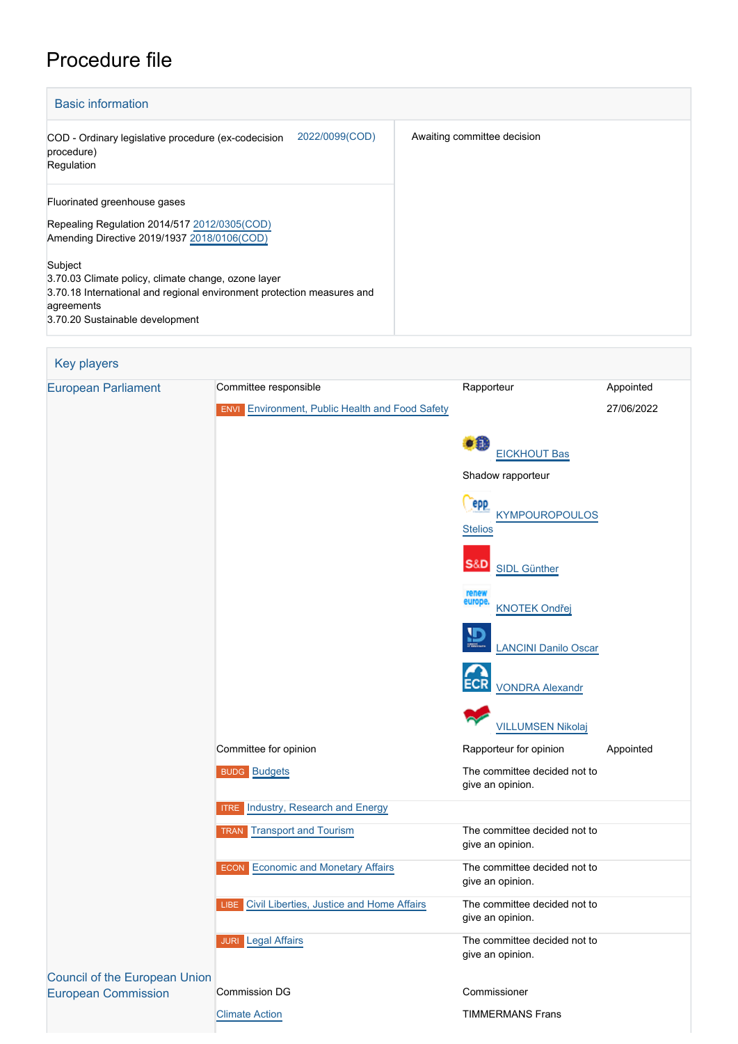# Procedure file

## Basic information

| | |
|---|---|
| COD - Ordinary legislative procedure (ex-codecision procedure) Regulation 2022/0099(COD) | Awaiting committee decision |
| Fluorinated greenhouse gases<br><br>Repealing Regulation 2014/517 2012/0305(COD)<br>Amending Directive 2019/1937 2018/0106(COD)<br><br>Subject<br>3.70.03 Climate policy, climate change, ozone layer<br>3.70.18 International and regional environment protection measures and agreements<br>3.70.20 Sustainable development | |

## Key players

| | | | |
|---|---|---|---|
| European Parliament | Committee responsible | Rapporteur | Appointed |
| | ENVI Environment, Public Health and Food Safety | | 27/06/2022 |
| | | EICKHOUT Bas | |
| | | Shadow rapporteur | |
| | | KYMPOUROPOULOS Stelios | |
| | | SIDL Günther | |
| | | KNOTEK Ondřej | |
| | | LANCINI Danilo Oscar | |
| | | VONDRA Alexandr | |
| | | VILLUMSEN Nikolaj | |
| | Committee for opinion | Rapporteur for opinion | Appointed |
| | BUDG Budgets | The committee decided not to give an opinion. | |
| | ITRE Industry, Research and Energy | | |
| | TRAN Transport and Tourism | The committee decided not to give an opinion. | |
| | ECON Economic and Monetary Affairs | The committee decided not to give an opinion. | |
| | LIBE Civil Liberties, Justice and Home Affairs | The committee decided not to give an opinion. | |
| | JURI Legal Affairs | The committee decided not to give an opinion. | |
| Council of the European Union | | | |
| European Commission | Commission DG | Commissioner | |
| | Climate Action | TIMMERMANS Frans | |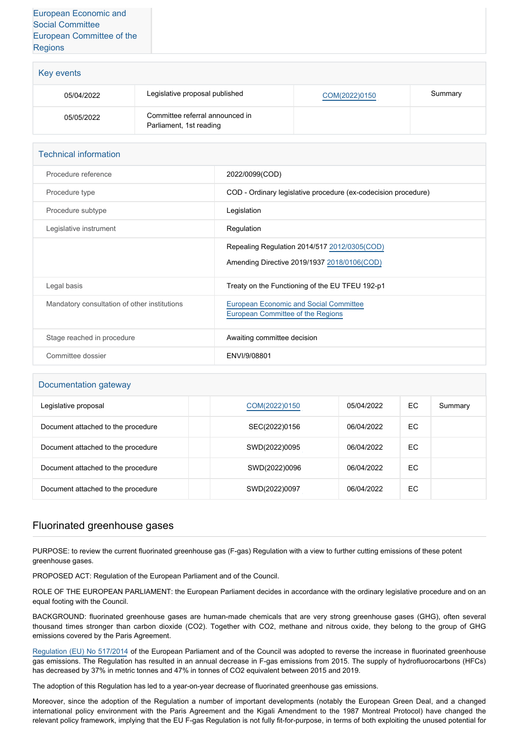| |
|---|
| European Economic and Social Committee<br>European Committee of the Regions |

## Key events

| | | | |
|---|---|---|---|
| 05/04/2022 | Legislative proposal published | COM(2022)0150 | Summary |
| 05/05/2022 | Committee referral announced in Parliament, 1st reading | | |

## Technical information

| | |
|---|---|
| Procedure reference | 2022/0099(COD) |
| Procedure type | COD - Ordinary legislative procedure (ex-codecision procedure) |
| Procedure subtype | Legislation |
| Legislative instrument | Regulation |
| | Repealing Regulation 2014/517 2012/0305(COD)<br>Amending Directive 2019/1937 2018/0106(COD) |
| Legal basis | Treaty on the Functioning of the EU TFEU 192-p1 |
| Mandatory consultation of other institutions | European Economic and Social Committee<br>European Committee of the Regions |
| Stage reached in procedure | Awaiting committee decision |
| Committee dossier | ENVI/9/08801 |

## Documentation gateway

| | | | | | |
|---|---|---|---|---|---|
| Legislative proposal | | COM(2022)0150 | 05/04/2022 | EC | Summary |
| Document attached to the procedure | | SEC(2022)0156 | 06/04/2022 | EC | |
| Document attached to the procedure | | SWD(2022)0095 | 06/04/2022 | EC | |
| Document attached to the procedure | | SWD(2022)0096 | 06/04/2022 | EC | |
| Document attached to the procedure | | SWD(2022)0097 | 06/04/2022 | EC | |

## Fluorinated greenhouse gases

PURPOSE: to review the current fluorinated greenhouse gas (F-gas) Regulation with a view to further cutting emissions of these potent greenhouse gases.

PROPOSED ACT: Regulation of the European Parliament and of the Council.

ROLE OF THE EUROPEAN PARLIAMENT: the European Parliament decides in accordance with the ordinary legislative procedure and on an equal footing with the Council.

BACKGROUND: fluorinated greenhouse gases are human-made chemicals that are very strong greenhouse gases (GHG), often several thousand times stronger than carbon dioxide ($CO_2$). Together with $CO_2$, methane and nitrous oxide, they belong to the group of GHG emissions covered by the Paris Agreement.

Regulation (EU) No 517/2014 of the European Parliament and of the Council was adopted to reverse the increase in fluorinated greenhouse gas emissions. The Regulation has resulted in an annual decrease in F-gas emissions from 2015. The supply of hydrofluorocarbons (HFCs) has decreased by 37% in metric tonnes and 47% in tonnes of $CO_2$ equivalent between 2015 and 2019.

The adoption of this Regulation has led to a year-on-year decrease of fluorinated greenhouse gas emissions.

Moreover, since the adoption of the Regulation a number of important developments (notably the European Green Deal, and a changed international policy environment with the Paris Agreement and the Kigali Amendment to the 1987 Montreal Protocol) have changed the relevant policy framework, implying that the EU F-gas Regulation is not fully fit-for-purpose, in terms of both exploiting the unused potential for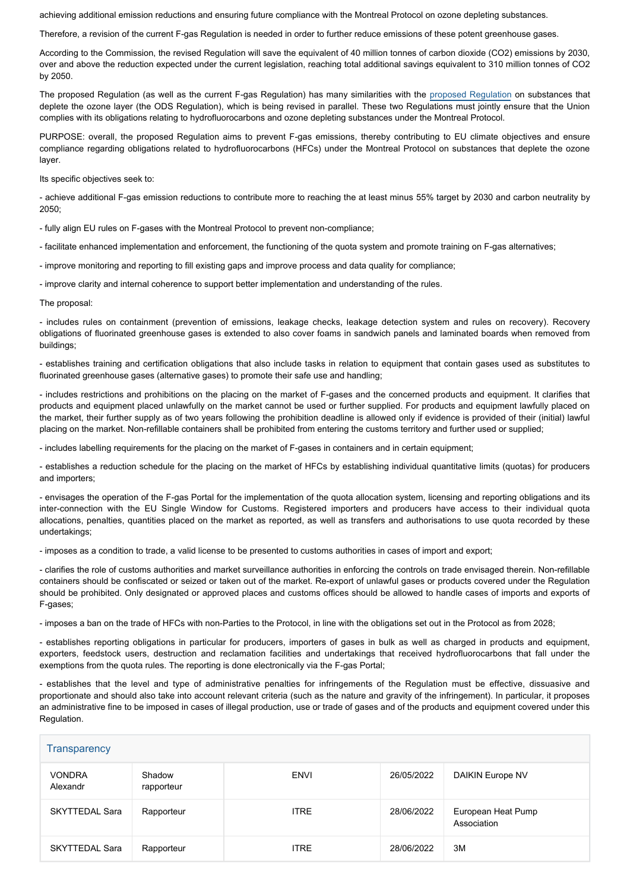achieving additional emission reductions and ensuring future compliance with the Montreal Protocol on ozone depleting substances.

Therefore, a revision of the current F-gas Regulation is needed in order to further reduce emissions of these potent greenhouse gases.

According to the Commission, the revised Regulation will save the equivalent of 40 million tonnes of carbon dioxide ($CO_2$) emissions by 2030, over and above the reduction expected under the current legislation, reaching total additional savings equivalent to 310 million tonnes of $CO_2$ by 2050.

The proposed Regulation (as well as the current F-gas Regulation) has many similarities with the proposed Regulation on substances that deplete the ozone layer (the ODS Regulation), which is being revised in parallel. These two Regulations must jointly ensure that the Union complies with its obligations relating to hydrofluorocarbons and ozone depleting substances under the Montreal Protocol.

PURPOSE: overall, the proposed Regulation aims to prevent F-gas emissions, thereby contributing to EU climate objectives and ensure compliance regarding obligations related to hydrofluorocarbons (HFCs) under the Montreal Protocol on substances that deplete the ozone layer.

Its specific objectives seek to:

- achieve additional F-gas emission reductions to contribute more to reaching the at least minus 55% target by 2030 and carbon neutrality by 2050;

- fully align EU rules on F-gases with the Montreal Protocol to prevent non-compliance;

- facilitate enhanced implementation and enforcement, the functioning of the quota system and promote training on F-gas alternatives;

- improve monitoring and reporting to fill existing gaps and improve process and data quality for compliance;

- improve clarity and internal coherence to support better implementation and understanding of the rules.

The proposal:

- includes rules on containment (prevention of emissions, leakage checks, leakage detection system and rules on recovery). Recovery obligations of fluorinated greenhouse gases is extended to also cover foams in sandwich panels and laminated boards when removed from buildings;

- establishes training and certification obligations that also include tasks in relation to equipment that contain gases used as substitutes to fluorinated greenhouse gases (alternative gases) to promote their safe use and handling;

- includes restrictions and prohibitions on the placing on the market of F-gases and the concerned products and equipment. It clarifies that products and equipment placed unlawfully on the market cannot be used or further supplied. For products and equipment lawfully placed on the market, their further supply as of two years following the prohibition deadline is allowed only if evidence is provided of their (initial) lawful placing on the market. Non-refillable containers shall be prohibited from entering the customs territory and further used or supplied;

- includes labelling requirements for the placing on the market of F-gases in containers and in certain equipment;

- establishes a reduction schedule for the placing on the market of HFCs by establishing individual quantitative limits (quotas) for producers and importers;

- envisages the operation of the F-gas Portal for the implementation of the quota allocation system, licensing and reporting obligations and its inter-connection with the EU Single Window for Customs. Registered importers and producers have access to their individual quota allocations, penalties, quantities placed on the market as reported, as well as transfers and authorisations to use quota recorded by these undertakings;

- imposes as a condition to trade, a valid license to be presented to customs authorities in cases of import and export;

- clarifies the role of customs authorities and market surveillance authorities in enforcing the controls on trade envisaged therein. Non-refillable containers should be confiscated or seized or taken out of the market. Re-export of unlawful gases or products covered under the Regulation should be prohibited. Only designated or approved places and customs offices should be allowed to handle cases of imports and exports of F-gases;

- imposes a ban on the trade of HFCs with non-Parties to the Protocol, in line with the obligations set out in the Protocol as from 2028;

- establishes reporting obligations in particular for producers, importers of gases in bulk as well as charged in products and equipment, exporters, feedstock users, destruction and reclamation facilities and undertakings that received hydrofluorocarbons that fall under the exemptions from the quota rules. The reporting is done electronically via the F-gas Portal;

- establishes that the level and type of administrative penalties for infringements of the Regulation must be effective, dissuasive and proportionate and should also take into account relevant criteria (such as the nature and gravity of the infringement). In particular, it proposes an administrative fine to be imposed in cases of illegal production, use or trade of gases and of the products and equipment covered under this Regulation.

## Transparency

| | | | | |
|---|---|---|---|---|
| VONDRA Alexandr | Shadow rapporteur | ENVI | 26/05/2022 | DAIKIN Europe NV |
| SKYTTEDAL Sara | Rapporteur | ITRE | 28/06/2022 | European Heat Pump Association |
| SKYTTEDAL Sara | Rapporteur | ITRE | 28/06/2022 | 3M |